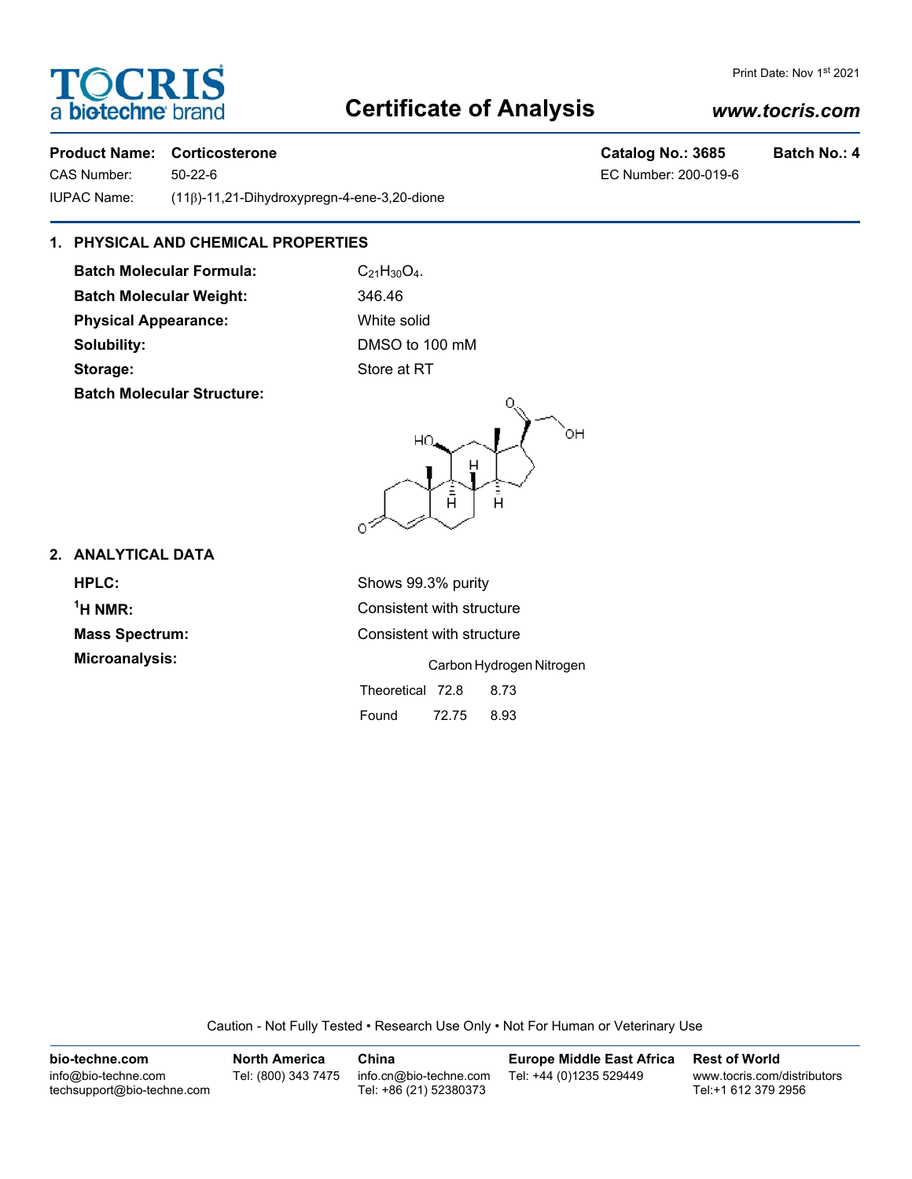# Certificate of Analysis

Print Date: Nov 1st 2021

www.tocris.com

**Product Name: Corticosterone** | **Catalog No.: 3685** | **Batch No.: 4**

CAS Number: 50-22-6 | EC Number: 200-019-6

IUPAC Name: (11β)-11,21-Dihydroxypregn-4-ene-3,20-dione

## 1. PHYSICAL AND CHEMICAL PROPERTIES

**Batch Molecular Formula:** $C_{21}H_{30}O_4$.

**Batch Molecular Weight:** 346.46

**Physical Appearance:** White solid

**Solubility:** DMSO to 100 mM

**Storage:** Store at RT

**Batch Molecular Structure:**

## 2. ANALYTICAL DATA

**HPLC:** Shows 99.3% purity

**$^1$H NMR:** Consistent with structure

**Mass Spectrum:** Consistent with structure

**Microanalysis:**

| | Carbon | Hydrogen | Nitrogen |
|---|---|---|---|
| Theoretical | 72.8 | 8.73 | |
| Found | 72.75 | 8.93 | |

Caution - Not Fully Tested • Research Use Only • Not For Human or Veterinary Use

**bio-techne.com**
info@bio-techne.com
techsupport@bio-techne.com

**North America**
Tel: (800) 343 7475

**China**
info.cn@bio-techne.com
Tel: +86 (21) 52380373

**Europe Middle East Africa**
Tel: +44 (0)1235 529449

**Rest of World**
www.tocris.com/distributors
Tel:+1 612 379 2956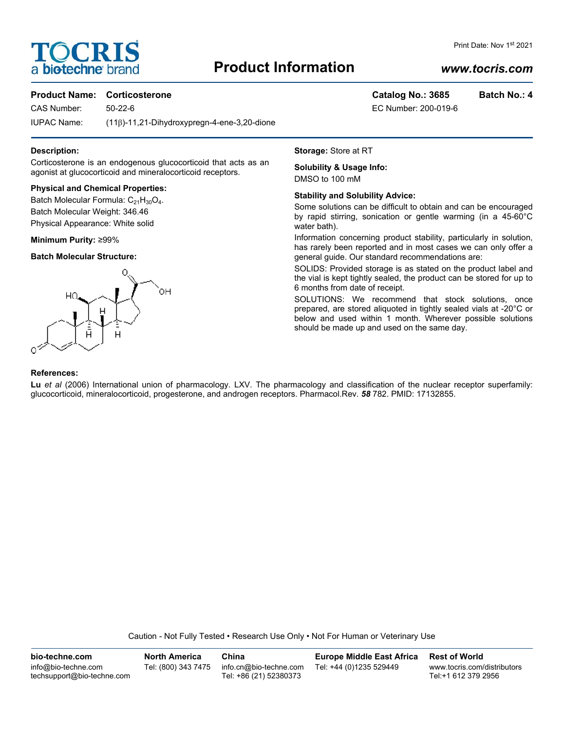# TOCRIS
a bio-techne brand

Print Date: Nov 1st 2021

# Product Information

*www.tocris.com*

**Product Name:** **Corticosterone** **Catalog No.: 3685** **Batch No.: 4**

CAS Number: 50-22-6 EC Number: 200-019-6

IUPAC Name: (11β)-11,21-Dihydroxypregn-4-ene-3,20-dione

**Description:**

Corticosterone is an endogenous glucocorticoid that acts as an agonist at glucocorticoid and mineralocorticoid receptors.

**Physical and Chemical Properties:**

Batch Molecular Formula: $C_{21}H_{30}O_4$.

Batch Molecular Weight: 346.46

Physical Appearance: White solid

**Minimum Purity:** ≥99%

**Batch Molecular Structure:**

**Storage:** Store at RT

**Solubility & Usage Info:**

DMSO to 100 mM

**Stability and Solubility Advice:**

Some solutions can be difficult to obtain and can be encouraged by rapid stirring, sonication or gentle warming (in a 45-60°C water bath).

Information concerning product stability, particularly in solution, has rarely been reported and in most cases we can only offer a general guide. Our standard recommendations are:

SOLIDS: Provided storage is as stated on the product label and the vial is kept tightly sealed, the product can be stored for up to 6 months from date of receipt.

SOLUTIONS: We recommend that stock solutions, once prepared, are stored aliquoted in tightly sealed vials at -20°C or below and used within 1 month. Wherever possible solutions should be made up and used on the same day.

**References:**

**Lu** *et al* (2006) International union of pharmacology. LXV. The pharmacology and classification of the nuclear receptor superfamily: glucocorticoid, mineralocorticoid, progesterone, and androgen receptors. Pharmacol.Rev. ***58*** 782. PMID: 17132855.

Caution - Not Fully Tested • Research Use Only • Not For Human or Veterinary Use

| **bio-techne.com** | **North America** | **China** | **Europe Middle East Africa** | **Rest of World** |
| --- | --- | --- | --- | --- |
| info@bio-techne.com<br>techsupport@bio-techne.com | Tel: (800) 343 7475 | info.cn@bio-techne.com<br>Tel: +86 (21) 52380373 | Tel: +44 (0)1235 529449 | www.tocris.com/distributors<br>Tel:+1 612 379 2956 |